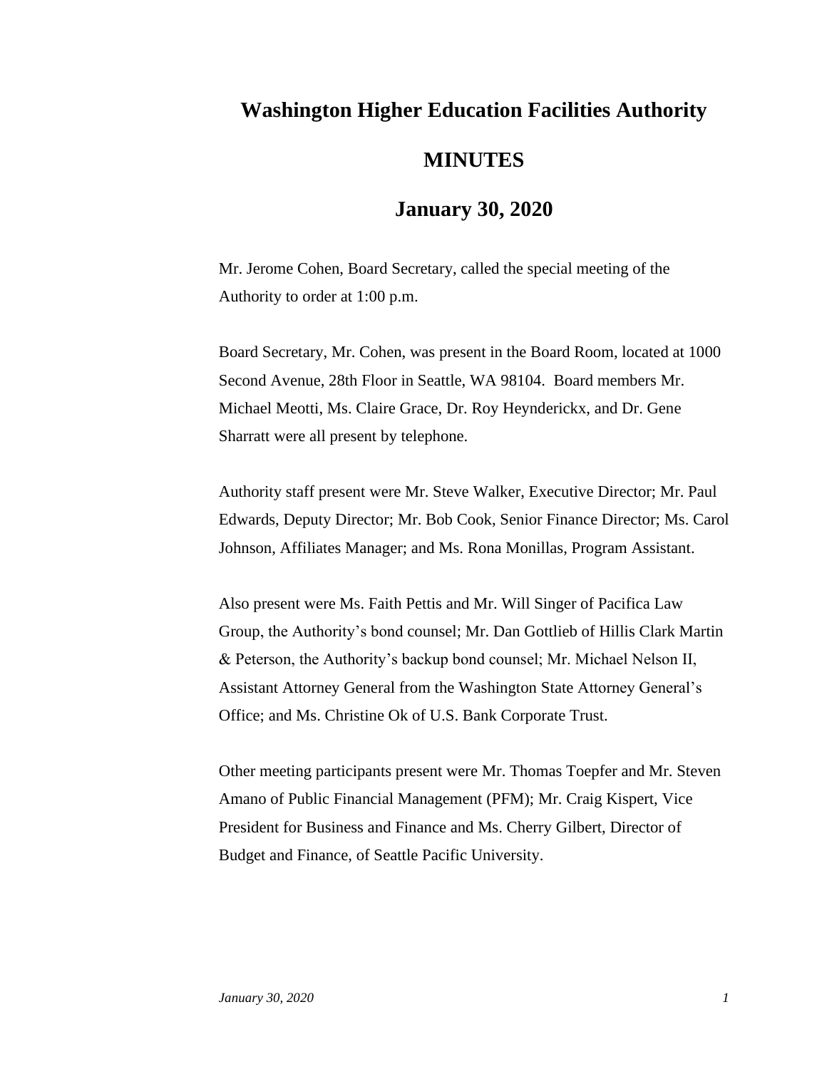# Washington Higher Education Facilities Authority

## MINUTES

## January 30, 2020

Mr. Jerome Cohen, Board Secretary, called the special meeting of the Authority to order at 1:00 p.m.

Board Secretary, Mr. Cohen, was present in the Board Room, located at 1000 Second Avenue, 28th Floor in Seattle, WA 98104. Board members Mr. Michael Meotti, Ms. Claire Grace, Dr. Roy Heynderickx, and Dr. Gene Sharratt were all present by telephone.

Authority staff present were Mr. Steve Walker, Executive Director; Mr. Paul Edwards, Deputy Director; Mr. Bob Cook, Senior Finance Director; Ms. Carol Johnson, Affiliates Manager; and Ms. Rona Monillas, Program Assistant.

Also present were Ms. Faith Pettis and Mr. Will Singer of Pacifica Law Group, the Authority's bond counsel; Mr. Dan Gottlieb of Hillis Clark Martin & Peterson, the Authority's backup bond counsel; Mr. Michael Nelson II, Assistant Attorney General from the Washington State Attorney General's Office; and Ms. Christine Ok of U.S. Bank Corporate Trust.

Other meeting participants present were Mr. Thomas Toepfer and Mr. Steven Amano of Public Financial Management (PFM); Mr. Craig Kispert, Vice President for Business and Finance and Ms. Cherry Gilbert, Director of Budget and Finance, of Seattle Pacific University.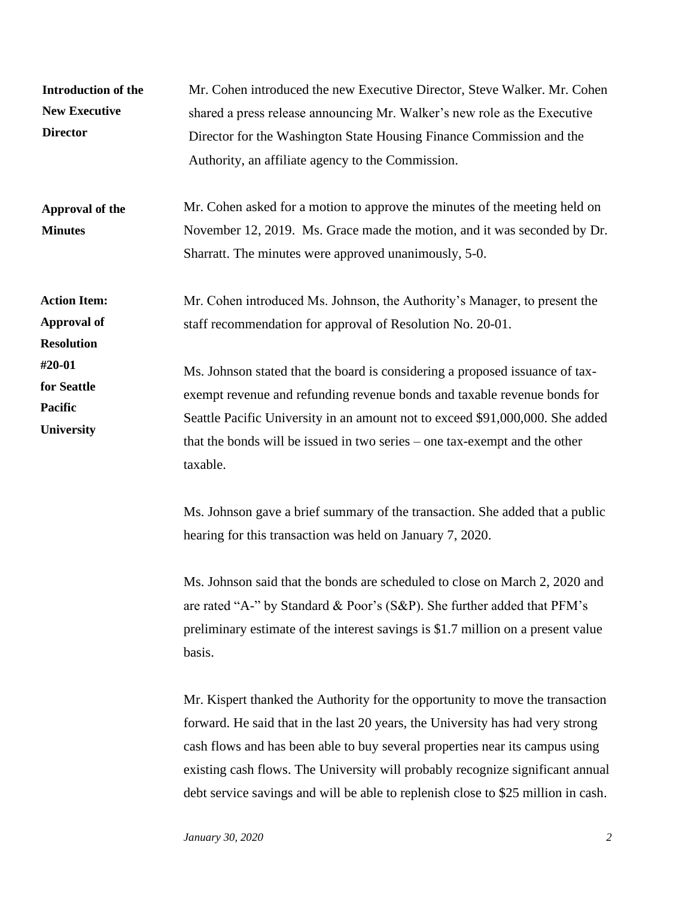**Introduction of the New Executive Director**

Mr. Cohen introduced the new Executive Director, Steve Walker. Mr. Cohen shared a press release announcing Mr. Walker's new role as the Executive Director for the Washington State Housing Finance Commission and the Authority, an affiliate agency to the Commission.

**Approval of the Minutes**

Mr. Cohen asked for a motion to approve the minutes of the meeting held on November 12, 2019. Ms. Grace made the motion, and it was seconded by Dr. Sharratt. The minutes were approved unanimously, 5-0.

**Action Item: Approval of Resolution #20-01 for Seattle Pacific University**

Mr. Cohen introduced Ms. Johnson, the Authority's Manager, to present the staff recommendation for approval of Resolution No. 20-01.

Ms. Johnson stated that the board is considering a proposed issuance of tax-exempt revenue and refunding revenue bonds and taxable revenue bonds for Seattle Pacific University in an amount not to exceed $91,000,000. She added that the bonds will be issued in two series – one tax-exempt and the other taxable.

Ms. Johnson gave a brief summary of the transaction. She added that a public hearing for this transaction was held on January 7, 2020.

Ms. Johnson said that the bonds are scheduled to close on March 2, 2020 and are rated "A-" by Standard & Poor's (S&P). She further added that PFM's preliminary estimate of the interest savings is $1.7 million on a present value basis.

Mr. Kispert thanked the Authority for the opportunity to move the transaction forward. He said that in the last 20 years, the University has had very strong cash flows and has been able to buy several properties near its campus using existing cash flows. The University will probably recognize significant annual debt service savings and will be able to replenish close to $25 million in cash.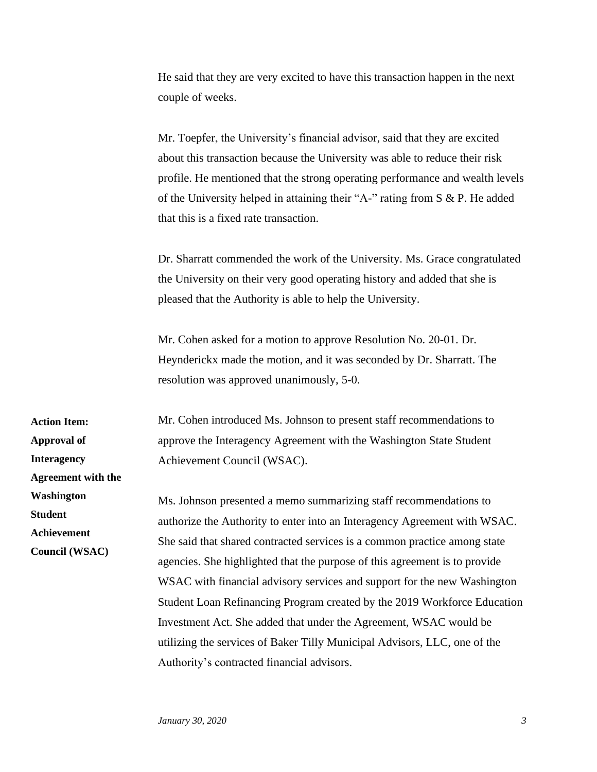He said that they are very excited to have this transaction happen in the next couple of weeks.

Mr. Toepfer, the University's financial advisor, said that they are excited about this transaction because the University was able to reduce their risk profile. He mentioned that the strong operating performance and wealth levels of the University helped in attaining their "A-" rating from S & P. He added that this is a fixed rate transaction.

Dr. Sharratt commended the work of the University. Ms. Grace congratulated the University on their very good operating history and added that she is pleased that the Authority is able to help the University.

Mr. Cohen asked for a motion to approve Resolution No. 20-01. Dr. Heynderickx made the motion, and it was seconded by Dr. Sharratt. The resolution was approved unanimously, 5-0.

**Action Item: Approval of Interagency Agreement with the Washington Student Achievement Council (WSAC)**

Mr. Cohen introduced Ms. Johnson to present staff recommendations to approve the Interagency Agreement with the Washington State Student Achievement Council (WSAC).

Ms. Johnson presented a memo summarizing staff recommendations to authorize the Authority to enter into an Interagency Agreement with WSAC. She said that shared contracted services is a common practice among state agencies. She highlighted that the purpose of this agreement is to provide WSAC with financial advisory services and support for the new Washington Student Loan Refinancing Program created by the 2019 Workforce Education Investment Act. She added that under the Agreement, WSAC would be utilizing the services of Baker Tilly Municipal Advisors, LLC, one of the Authority's contracted financial advisors.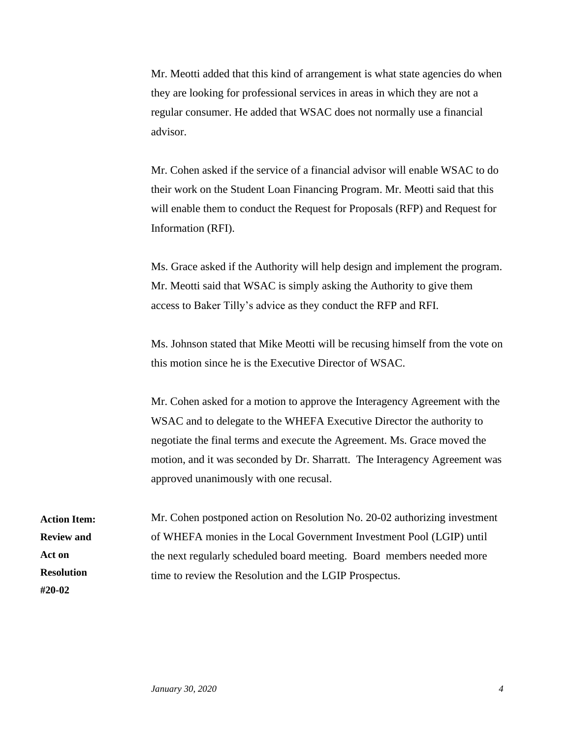Mr. Meotti added that this kind of arrangement is what state agencies do when they are looking for professional services in areas in which they are not a regular consumer. He added that WSAC does not normally use a financial advisor.

Mr. Cohen asked if the service of a financial advisor will enable WSAC to do their work on the Student Loan Financing Program. Mr. Meotti said that this will enable them to conduct the Request for Proposals (RFP) and Request for Information (RFI).

Ms. Grace asked if the Authority will help design and implement the program. Mr. Meotti said that WSAC is simply asking the Authority to give them access to Baker Tilly's advice as they conduct the RFP and RFI.

Ms. Johnson stated that Mike Meotti will be recusing himself from the vote on this motion since he is the Executive Director of WSAC.

Mr. Cohen asked for a motion to approve the Interagency Agreement with the WSAC and to delegate to the WHEFA Executive Director the authority to negotiate the final terms and execute the Agreement. Ms. Grace moved the motion, and it was seconded by Dr. Sharratt. The Interagency Agreement was approved unanimously with one recusal.

**Action Item: Review and Act on Resolution #20-02**

Mr. Cohen postponed action on Resolution No. 20-02 authorizing investment of WHEFA monies in the Local Government Investment Pool (LGIP) until the next regularly scheduled board meeting. Board members needed more time to review the Resolution and the LGIP Prospectus.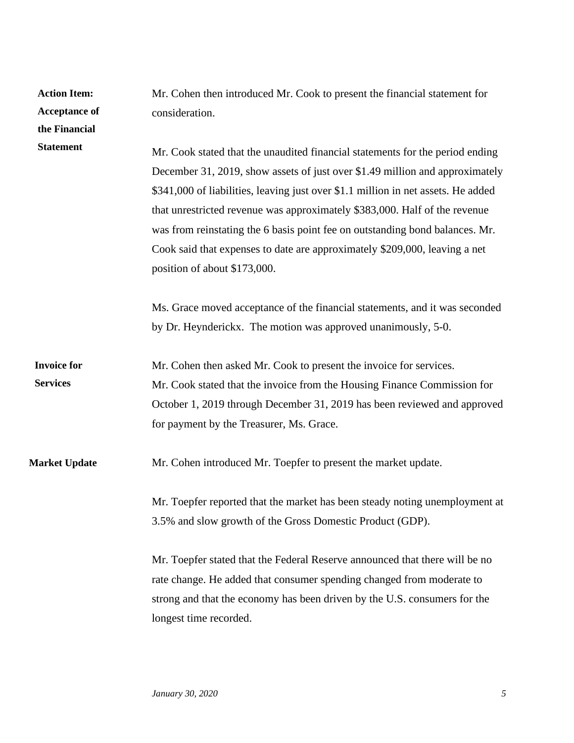**Action Item: Acceptance of the Financial Statement**

Mr. Cohen then introduced Mr. Cook to present the financial statement for consideration.

Mr. Cook stated that the unaudited financial statements for the period ending December 31, 2019, show assets of just over $1.49 million and approximately $341,000 of liabilities, leaving just over $1.1 million in net assets. He added that unrestricted revenue was approximately $383,000. Half of the revenue was from reinstating the 6 basis point fee on outstanding bond balances. Mr. Cook said that expenses to date are approximately $209,000, leaving a net position of about $173,000.

Ms. Grace moved acceptance of the financial statements, and it was seconded by Dr. Heynderickx. The motion was approved unanimously, 5-0.

**Invoice for Services**

Mr. Cohen then asked Mr. Cook to present the invoice for services. Mr. Cook stated that the invoice from the Housing Finance Commission for October 1, 2019 through December 31, 2019 has been reviewed and approved for payment by the Treasurer, Ms. Grace.

**Market Update**

Mr. Cohen introduced Mr. Toepfer to present the market update.

Mr. Toepfer reported that the market has been steady noting unemployment at 3.5% and slow growth of the Gross Domestic Product (GDP).

Mr. Toepfer stated that the Federal Reserve announced that there will be no rate change. He added that consumer spending changed from moderate to strong and that the economy has been driven by the U.S. consumers for the longest time recorded.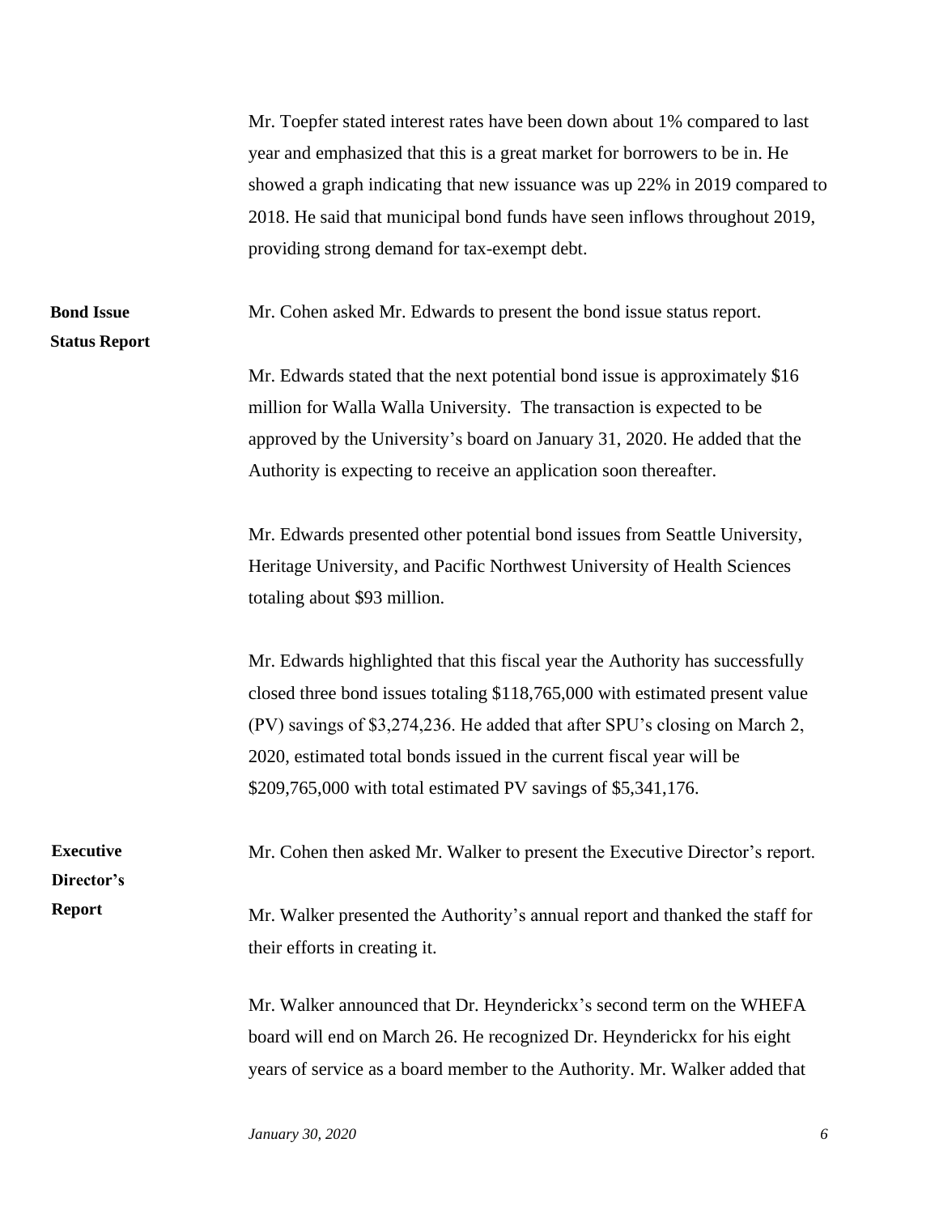Mr. Toepfer stated interest rates have been down about 1% compared to last year and emphasized that this is a great market for borrowers to be in. He showed a graph indicating that new issuance was up 22% in 2019 compared to 2018. He said that municipal bond funds have seen inflows throughout 2019, providing strong demand for tax-exempt debt.

**Bond Issue Status Report**

Mr. Cohen asked Mr. Edwards to present the bond issue status report.

Mr. Edwards stated that the next potential bond issue is approximately $16 million for Walla Walla University. The transaction is expected to be approved by the University's board on January 31, 2020. He added that the Authority is expecting to receive an application soon thereafter.

Mr. Edwards presented other potential bond issues from Seattle University, Heritage University, and Pacific Northwest University of Health Sciences totaling about $93 million.

Mr. Edwards highlighted that this fiscal year the Authority has successfully closed three bond issues totaling $118,765,000 with estimated present value (PV) savings of $3,274,236. He added that after SPU's closing on March 2, 2020, estimated total bonds issued in the current fiscal year will be $209,765,000 with total estimated PV savings of $5,341,176.

**Executive Director's Report**

Mr. Cohen then asked Mr. Walker to present the Executive Director's report.

Mr. Walker presented the Authority's annual report and thanked the staff for their efforts in creating it.

Mr. Walker announced that Dr. Heynderickx's second term on the WHEFA board will end on March 26. He recognized Dr. Heynderickx for his eight years of service as a board member to the Authority. Mr. Walker added that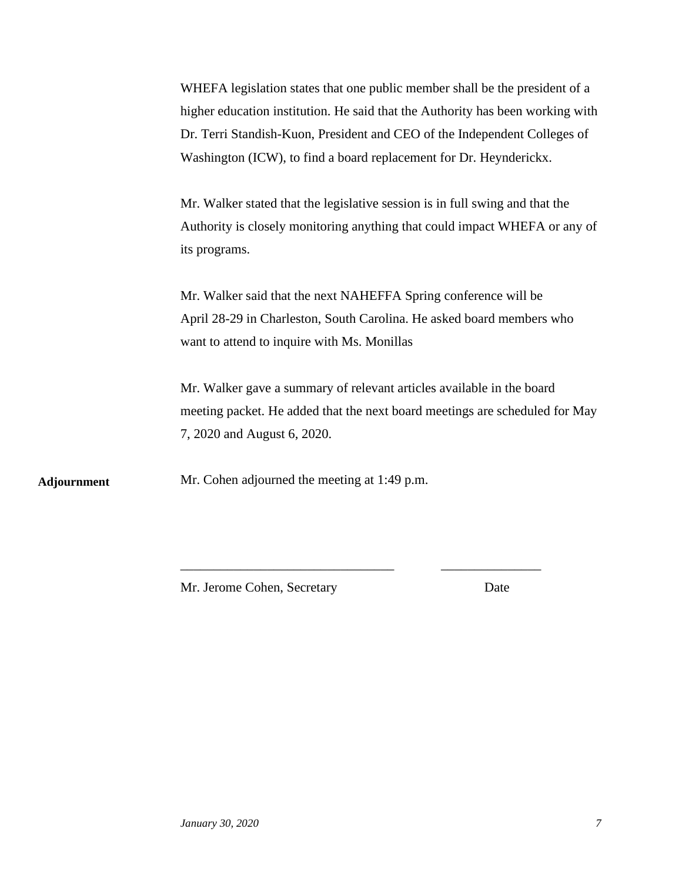WHEFA legislation states that one public member shall be the president of a higher education institution. He said that the Authority has been working with Dr. Terri Standish-Kuon, President and CEO of the Independent Colleges of Washington (ICW), to find a board replacement for Dr. Heynderickx.

Mr. Walker stated that the legislative session is in full swing and that the Authority is closely monitoring anything that could impact WHEFA or any of its programs.

Mr. Walker said that the next NAHEFFA Spring conference will be April 28-29 in Charleston, South Carolina. He asked board members who want to attend to inquire with Ms. Monillas

Mr. Walker gave a summary of relevant articles available in the board meeting packet. He added that the next board meetings are scheduled for May 7, 2020 and August 6, 2020.

**Adjournment**

Mr. Cohen adjourned the meeting at 1:49 p.m.

\_\_\_\_\_\_\_\_\_\_\_\_\_\_\_\_\_\_\_\_\_\_\_\_\_\_\_\_\_\_\_\_ \_\_\_\_\_\_\_\_\_\_\_\_\_\_\_

Mr. Jerome Cohen, Secretary Date